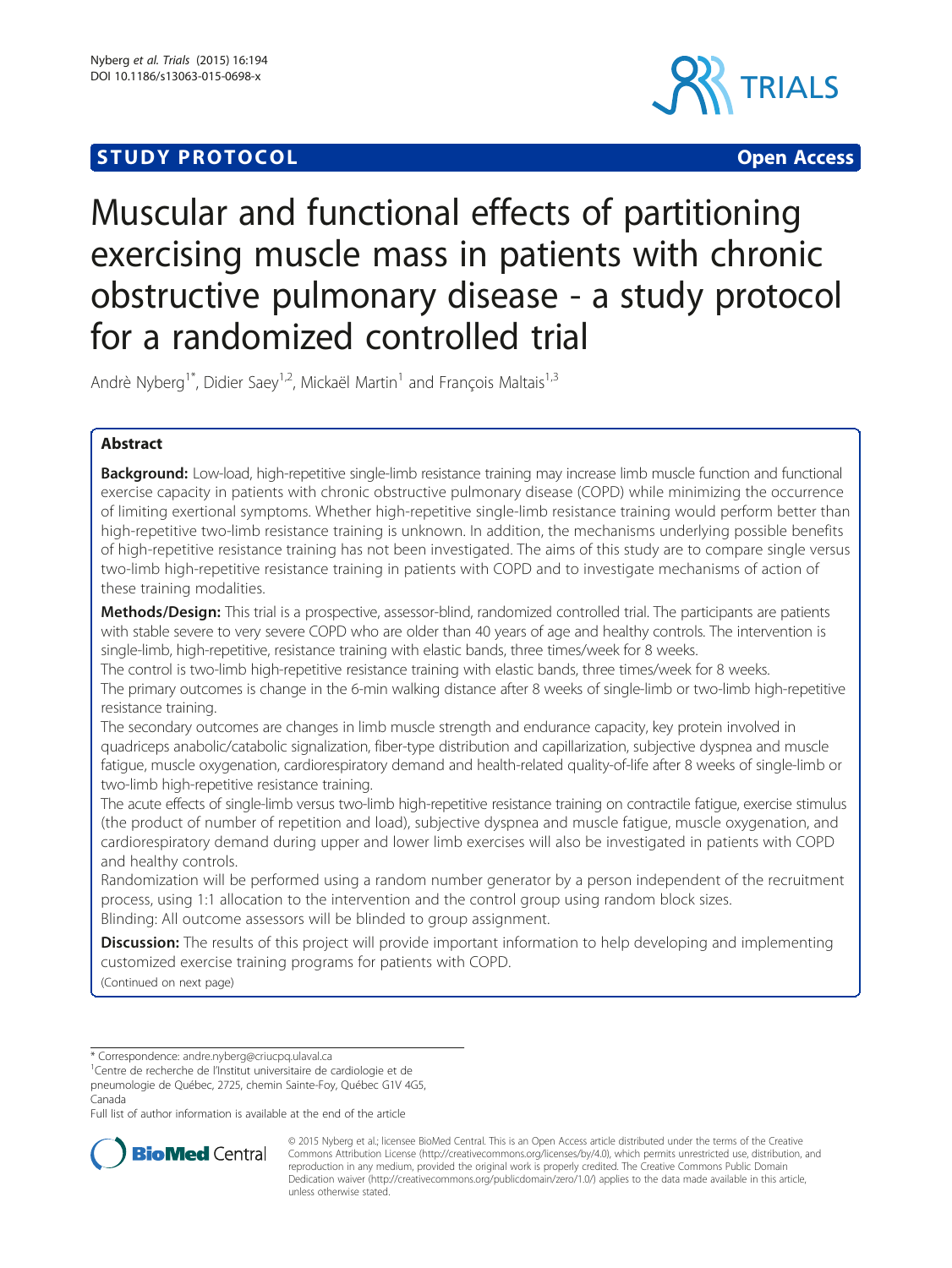STUDY PROTOCOL Open Access

# Muscular and functional effects of partitioning exercising muscle mass in patients with chronic obstructive pulmonary disease - a study protocol for a randomized controlled trial

Andrè Nyberg[1*], Didier Saey[1,2], Mickaël Martin[1] and François Maltais[1,3]

## Abstract

**Background:** Low-load, high-repetitive single-limb resistance training may increase limb muscle function and functional exercise capacity in patients with chronic obstructive pulmonary disease (COPD) while minimizing the occurrence of limiting exertional symptoms. Whether high-repetitive single-limb resistance training would perform better than high-repetitive two-limb resistance training is unknown. In addition, the mechanisms underlying possible benefits of high-repetitive resistance training has not been investigated. The aims of this study are to compare single versus two-limb high-repetitive resistance training in patients with COPD and to investigate mechanisms of action of these training modalities.

**Methods/Design:** This trial is a prospective, assessor-blind, randomized controlled trial. The participants are patients with stable severe to very severe COPD who are older than 40 years of age and healthy controls. The intervention is single-limb, high-repetitive, resistance training with elastic bands, three times/week for 8 weeks.

The control is two-limb high-repetitive resistance training with elastic bands, three times/week for 8 weeks.

The primary outcomes is change in the 6-min walking distance after 8 weeks of single-limb or two-limb high-repetitive resistance training.

The secondary outcomes are changes in limb muscle strength and endurance capacity, key protein involved in quadriceps anabolic/catabolic signalization, fiber-type distribution and capillarization, subjective dyspnea and muscle fatigue, muscle oxygenation, cardiorespiratory demand and health-related quality-of-life after 8 weeks of single-limb or two-limb high-repetitive resistance training.

The acute effects of single-limb versus two-limb high-repetitive resistance training on contractile fatigue, exercise stimulus (the product of number of repetition and load), subjective dyspnea and muscle fatigue, muscle oxygenation, and cardiorespiratory demand during upper and lower limb exercises will also be investigated in patients with COPD and healthy controls.

Randomization will be performed using a random number generator by a person independent of the recruitment process, using 1:1 allocation to the intervention and the control group using random block sizes.

Blinding: All outcome assessors will be blinded to group assignment.

**Discussion:** The results of this project will provide important information to help developing and implementing customized exercise training programs for patients with COPD.

(Continued on next page)

\* Correspondence: andre.nyberg@criucpq.ulaval.ca

[1]Centre de recherche de l'Institut universitaire de cardiologie et de pneumologie de Québec, 2725, chemin Sainte-Foy, Québec G1V 4G5, Canada

Full list of author information is available at the end of the article

© 2015 Nyberg et al.; licensee BioMed Central. This is an Open Access article distributed under the terms of the Creative Commons Attribution License (http://creativecommons.org/licenses/by/4.0), which permits unrestricted use, distribution, and reproduction in any medium, provided the original work is properly credited. The Creative Commons Public Domain Dedication waiver (http://creativecommons.org/publicdomain/zero/1.0/) applies to the data made available in this article, unless otherwise stated.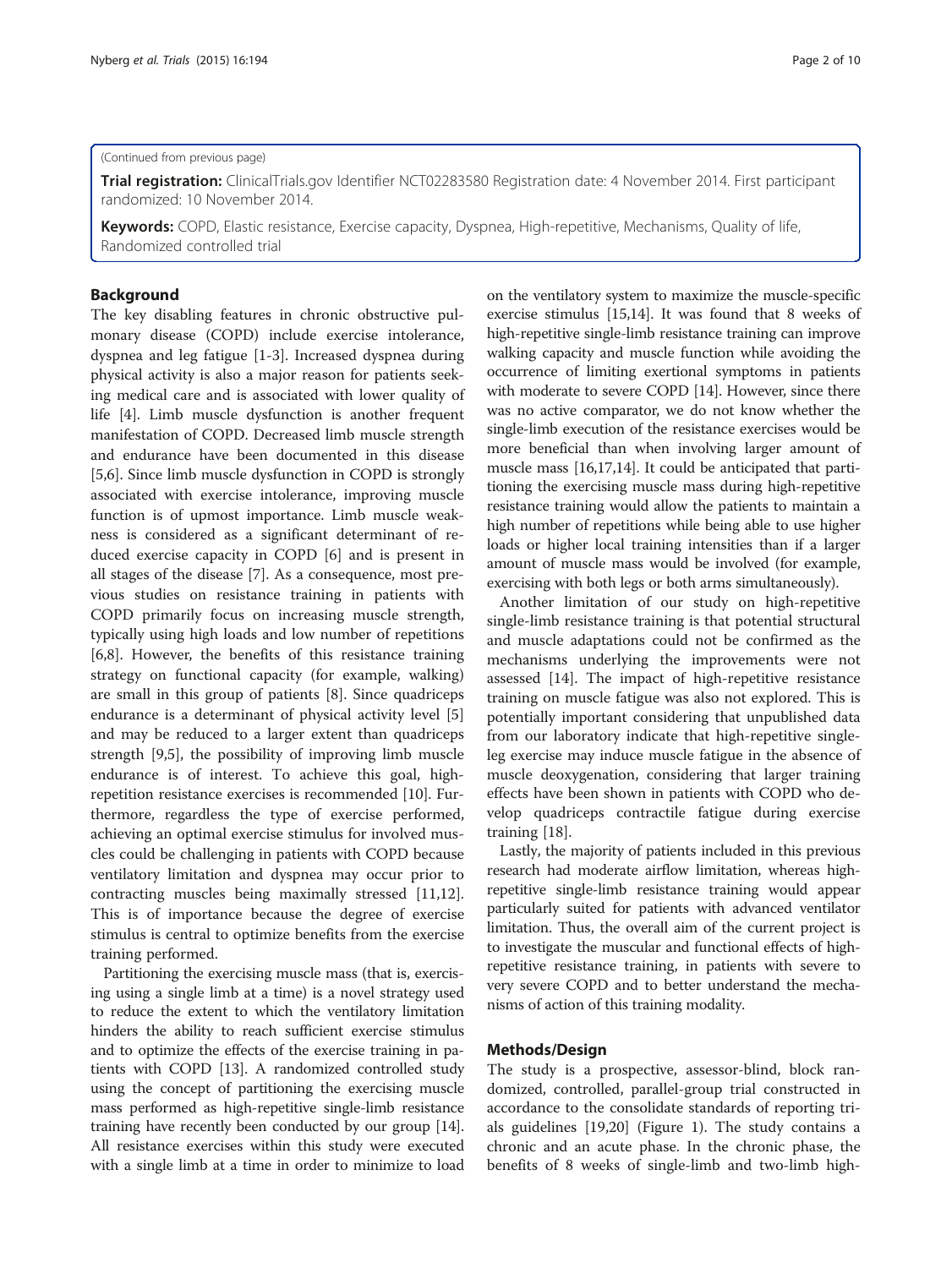(Continued from previous page)

**Trial registration:** ClinicalTrials.gov Identifier NCT02283580 Registration date: 4 November 2014. First participant randomized: 10 November 2014.

**Keywords:** COPD, Elastic resistance, Exercise capacity, Dyspnea, High-repetitive, Mechanisms, Quality of life, Randomized controlled trial

## Background

The key disabling features in chronic obstructive pulmonary disease (COPD) include exercise intolerance, dyspnea and leg fatigue [1-3]. Increased dyspnea during physical activity is also a major reason for patients seeking medical care and is associated with lower quality of life [4]. Limb muscle dysfunction is another frequent manifestation of COPD. Decreased limb muscle strength and endurance have been documented in this disease [5,6]. Since limb muscle dysfunction in COPD is strongly associated with exercise intolerance, improving muscle function is of upmost importance. Limb muscle weakness is considered as a significant determinant of reduced exercise capacity in COPD [6] and is present in all stages of the disease [7]. As a consequence, most previous studies on resistance training in patients with COPD primarily focus on increasing muscle strength, typically using high loads and low number of repetitions [6,8]. However, the benefits of this resistance training strategy on functional capacity (for example, walking) are small in this group of patients [8]. Since quadriceps endurance is a determinant of physical activity level [5] and may be reduced to a larger extent than quadriceps strength [9,5], the possibility of improving limb muscle endurance is of interest. To achieve this goal, high-repetition resistance exercises is recommended [10]. Furthermore, regardless the type of exercise performed, achieving an optimal exercise stimulus for involved muscles could be challenging in patients with COPD because ventilatory limitation and dyspnea may occur prior to contracting muscles being maximally stressed [11,12]. This is of importance because the degree of exercise stimulus is central to optimize benefits from the exercise training performed.

Partitioning the exercising muscle mass (that is, exercising using a single limb at a time) is a novel strategy used to reduce the extent to which the ventilatory limitation hinders the ability to reach sufficient exercise stimulus and to optimize the effects of the exercise training in patients with COPD [13]. A randomized controlled study using the concept of partitioning the exercising muscle mass performed as high-repetitive single-limb resistance training have recently been conducted by our group [14]. All resistance exercises within this study were executed with a single limb at a time in order to minimize to load on the ventilatory system to maximize the muscle-specific exercise stimulus [15,14]. It was found that 8 weeks of high-repetitive single-limb resistance training can improve walking capacity and muscle function while avoiding the occurrence of limiting exertional symptoms in patients with moderate to severe COPD [14]. However, since there was no active comparator, we do not know whether the single-limb execution of the resistance exercises would be more beneficial than when involving larger amount of muscle mass [16,17,14]. It could be anticipated that partitioning the exercising muscle mass during high-repetitive resistance training would allow the patients to maintain a high number of repetitions while being able to use higher loads or higher local training intensities than if a larger amount of muscle mass would be involved (for example, exercising with both legs or both arms simultaneously).

Another limitation of our study on high-repetitive single-limb resistance training is that potential structural and muscle adaptations could not be confirmed as the mechanisms underlying the improvements were not assessed [14]. The impact of high-repetitive resistance training on muscle fatigue was also not explored. This is potentially important considering that unpublished data from our laboratory indicate that high-repetitive single-leg exercise may induce muscle fatigue in the absence of muscle deoxygenation, considering that larger training effects have been shown in patients with COPD who develop quadriceps contractile fatigue during exercise training [18].

Lastly, the majority of patients included in this previous research had moderate airflow limitation, whereas high-repetitive single-limb resistance training would appear particularly suited for patients with advanced ventilator limitation. Thus, the overall aim of the current project is to investigate the muscular and functional effects of high-repetitive resistance training, in patients with severe to very severe COPD and to better understand the mechanisms of action of this training modality.

## Methods/Design

The study is a prospective, assessor-blind, block randomized, controlled, parallel-group trial constructed in accordance to the consolidate standards of reporting trials guidelines [19,20] (Figure 1). The study contains a chronic and an acute phase. In the chronic phase, the benefits of 8 weeks of single-limb and two-limb high-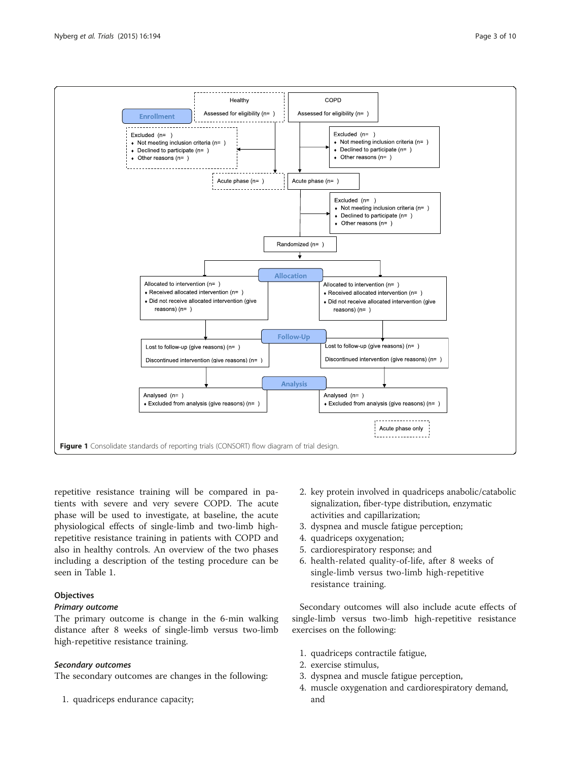Healthy

Assessed for eligibility (n= )

COPD

Assessed for eligibility (n= )

Enrollment

Excluded (n= )
- Not meeting inclusion criteria (n= )
- Declined to participate (n= )
- Other reasons (n= )

Excluded (n= )
- Not meeting inclusion criteria (n= )
- Declined to participate (n= )
- Other reasons (n= )

Acute phase (n= )

Acute phase (n= )

Excluded (n= )
- Not meeting inclusion criteria (n= )
- Declined to participate (n= )
- Other reasons (n= )

Randomized (n= )

Allocation

Allocated to intervention (n= )
- Received allocated intervention (n= )
- Did not receive allocated intervention (give reasons) (n= )

Allocated to intervention (n= )
- Received allocated intervention (n= )
- Did not receive allocated intervention (give reasons) (n= )

Follow-Up

Lost to follow-up (give reasons) (n= )

Discontinued intervention (give reasons) (n= )

Lost to follow-up (give reasons) (n= )

Discontinued intervention (give reasons) (n= )

Analysis

Analysed (n= )
- Excluded from analysis (give reasons) (n= )

Analysed (n= )
- Excluded from analysis (give reasons) (n= )

Acute phase only

**Figure 1** Consolidate standards of reporting trials (CONSORT) flow diagram of trial design.

repetitive resistance training will be compared in patients with severe and very severe COPD. The acute phase will be used to investigate, at baseline, the acute physiological effects of single-limb and two-limb high-repetitive resistance training in patients with COPD and also in healthy controls. An overview of the two phases including a description of the testing procedure can be seen in Table 1.

### Objectives

#### *Primary outcome*

The primary outcome is change in the 6-min walking distance after 8 weeks of single-limb versus two-limb high-repetitive resistance training.

#### *Secondary outcomes*

The secondary outcomes are changes in the following:

1. quadriceps endurance capacity;
2. key protein involved in quadriceps anabolic/catabolic signalization, fiber-type distribution, enzymatic activities and capillarization;
3. dyspnea and muscle fatigue perception;
4. quadriceps oxygenation;
5. cardiorespiratory response; and
6. health-related quality-of-life, after 8 weeks of single-limb versus two-limb high-repetitive resistance training.

Secondary outcomes will also include acute effects of single-limb versus two-limb high-repetitive resistance exercises on the following:

1. quadriceps contractile fatigue,
2. exercise stimulus,
3. dyspnea and muscle fatigue perception,
4. muscle oxygenation and cardiorespiratory demand, and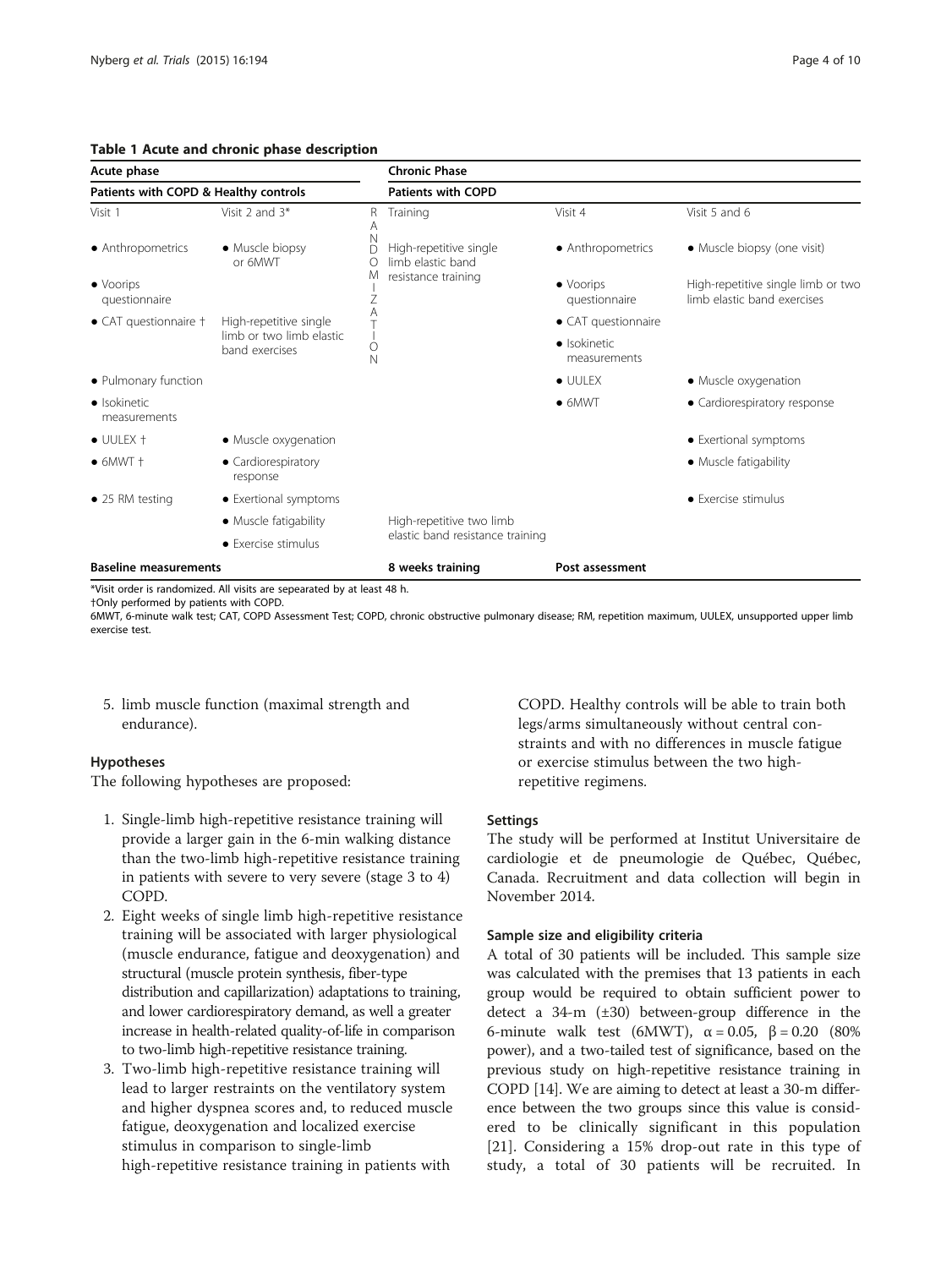**Table 1 Acute and chronic phase description**

| Acute phase | | | Chronic Phase | | |
|---|---|---|---|---|---|
| Patients with COPD & Healthy controls | | | Patients with COPD | | |
| Visit 1 | Visit 2 and 3* | RANDOMIZATION | Training | Visit 4 | Visit 5 and 6 |
| • Anthropometrics | • Muscle biopsy or 6MWT | | High-repetitive single limb elastic band resistance training | • Anthropometrics | • Muscle biopsy (one visit) |
| • Voorips questionnaire | | | | • Voorips questionnaire | High-repetitive single limb or two limb elastic band exercises |
| • CAT questionnaire † | High-repetitive single limb or two limb elastic band exercises | | | • CAT questionnaire | |
| | | | | • Isokinetic measurements | |
| • Pulmonary function | | | | • UULEX | • Muscle oxygenation |
| • Isokinetic measurements | | | | • 6MWT | • Cardiorespiratory response |
| • UULEX † | • Muscle oxygenation | | | | • Exertional symptoms |
| • 6MWT † | • Cardiorespiratory response | | | | • Muscle fatigability |
| • 25 RM testing | • Exertional symptoms | | | | • Exercise stimulus |
| | • Muscle fatigability | | High-repetitive two limb elastic band resistance training | | |
| | • Exercise stimulus | | | | |
| **Baseline measurements** | | | **8 weeks training** | **Post assessment** | |

*Visit order is randomized. All visits are sepearated by at least 48 h.
†Only performed by patients with COPD.
6MWT, 6-minute walk test; CAT, COPD Assessment Test; COPD, chronic obstructive pulmonary disease; RM, repetition maximum, UULEX, unsupported upper limb exercise test.

5. limb muscle function (maximal strength and endurance).

### Hypotheses

The following hypotheses are proposed:

1. Single-limb high-repetitive resistance training will provide a larger gain in the 6-min walking distance than the two-limb high-repetitive resistance training in patients with severe to very severe (stage 3 to 4) COPD.
2. Eight weeks of single limb high-repetitive resistance training will be associated with larger physiological (muscle endurance, fatigue and deoxygenation) and structural (muscle protein synthesis, fiber-type distribution and capillarization) adaptations to training, and lower cardiorespiratory demand, as well a greater increase in health-related quality-of-life in comparison to two-limb high-repetitive resistance training.
3. Two-limb high-repetitive resistance training will lead to larger restraints on the ventilatory system and higher dyspnea scores and, to reduced muscle fatigue, deoxygenation and localized exercise stimulus in comparison to single-limb high-repetitive resistance training in patients with COPD. Healthy controls will be able to train both legs/arms simultaneously without central constraints and with no differences in muscle fatigue or exercise stimulus between the two high-repetitive regimens.

### Settings

The study will be performed at Institut Universitaire de cardiologie et de pneumologie de Québec, Québec, Canada. Recruitment and data collection will begin in November 2014.

### Sample size and eligibility criteria

A total of 30 patients will be included. This sample size was calculated with the premises that 13 patients in each group would be required to obtain sufficient power to detect a 34-m (±30) between-group difference in the 6-minute walk test (6MWT), $\alpha = 0.05$, $\beta = 0.20$ (80% power), and a two-tailed test of significance, based on the previous study on high-repetitive resistance training in COPD [14]. We are aiming to detect at least a 30-m difference between the two groups since this value is considered to be clinically significant in this population [21]. Considering a 15% drop-out rate in this type of study, a total of 30 patients will be recruited. In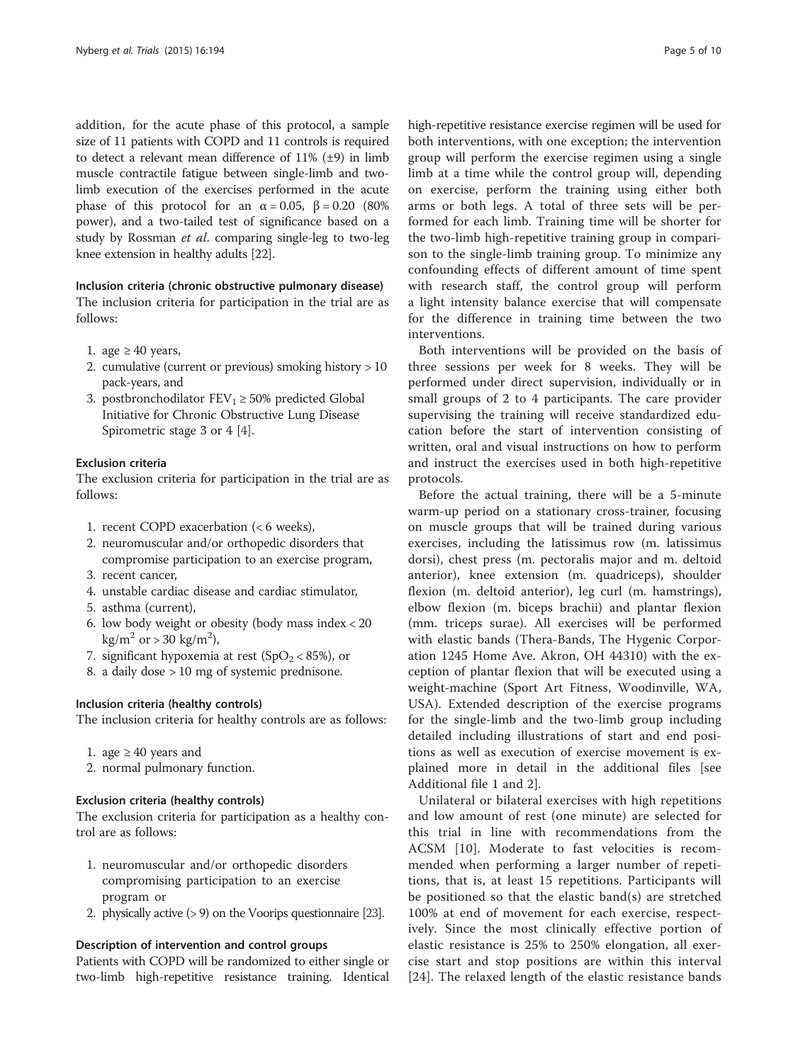addition, for the acute phase of this protocol, a sample size of 11 patients with COPD and 11 controls is required to detect a relevant mean difference of 11% (±9) in limb muscle contractile fatigue between single-limb and two-limb execution of the exercises performed in the acute phase of this protocol for an $\alpha = 0.05$, $\beta = 0.20$ (80% power), and a two-tailed test of significance based on a study by Rossman *et al*. comparing single-leg to two-leg knee extension in healthy adults [22].

### Inclusion criteria (chronic obstructive pulmonary disease)

The inclusion criteria for participation in the trial are as follows:

1. age ≥ 40 years,
2. cumulative (current or previous) smoking history > 10 pack-years, and
3. postbronchodilator $FEV_1$ ≥ 50% predicted Global Initiative for Chronic Obstructive Lung Disease Spirometric stage 3 or 4 [4].

### Exclusion criteria

The exclusion criteria for participation in the trial are as follows:

1. recent COPD exacerbation (< 6 weeks),
2. neuromuscular and/or orthopedic disorders that compromise participation to an exercise program,
3. recent cancer,
4. unstable cardiac disease and cardiac stimulator,
5. asthma (current),
6. low body weight or obesity (body mass index < 20 $kg/m^2$ or > 30 $kg/m^2$),
7. significant hypoxemia at rest ($SpO_2$ < 85%), or
8. a daily dose > 10 mg of systemic prednisone.

### Inclusion criteria (healthy controls)

The inclusion criteria for healthy controls are as follows:

1. age ≥ 40 years and
2. normal pulmonary function.

### Exclusion criteria (healthy controls)

The exclusion criteria for participation as a healthy control are as follows:

1. neuromuscular and/or orthopedic disorders compromising participation to an exercise program or
2. physically active (> 9) on the Voorips questionnaire [23].

### Description of intervention and control groups

Patients with COPD will be randomized to either single or two-limb high-repetitive resistance training. Identical high-repetitive resistance exercise regimen will be used for both interventions, with one exception; the intervention group will perform the exercise regimen using a single limb at a time while the control group will, depending on exercise, perform the training using either both arms or both legs. A total of three sets will be performed for each limb. Training time will be shorter for the two-limb high-repetitive training group in comparison to the single-limb training group. To minimize any confounding effects of different amount of time spent with research staff, the control group will perform a light intensity balance exercise that will compensate for the difference in training time between the two interventions.

Both interventions will be provided on the basis of three sessions per week for 8 weeks. They will be performed under direct supervision, individually or in small groups of 2 to 4 participants. The care provider supervising the training will receive standardized education before the start of intervention consisting of written, oral and visual instructions on how to perform and instruct the exercises used in both high-repetitive protocols.

Before the actual training, there will be a 5-minute warm-up period on a stationary cross-trainer, focusing on muscle groups that will be trained during various exercises, including the latissimus row (m. latissimus dorsi), chest press (m. pectoralis major and m. deltoid anterior), knee extension (m. quadriceps), shoulder flexion (m. deltoid anterior), leg curl (m. hamstrings), elbow flexion (m. biceps brachii) and plantar flexion (mm. triceps surae). All exercises will be performed with elastic bands (Thera-Bands, The Hygenic Corporation 1245 Home Ave. Akron, OH 44310) with the exception of plantar flexion that will be executed using a weight-machine (Sport Art Fitness, Woodinville, WA, USA). Extended description of the exercise programs for the single-limb and the two-limb group including detailed including illustrations of start and end positions as well as execution of exercise movement is explained more in detail in the additional files [see Additional file 1 and 2].

Unilateral or bilateral exercises with high repetitions and low amount of rest (one minute) are selected for this trial in line with recommendations from the ACSM [10]. Moderate to fast velocities is recommended when performing a larger number of repetitions, that is, at least 15 repetitions. Participants will be positioned so that the elastic band(s) are stretched 100% at end of movement for each exercise, respectively. Since the most clinically effective portion of elastic resistance is 25% to 250% elongation, all exercise start and stop positions are within this interval [24]. The relaxed length of the elastic resistance bands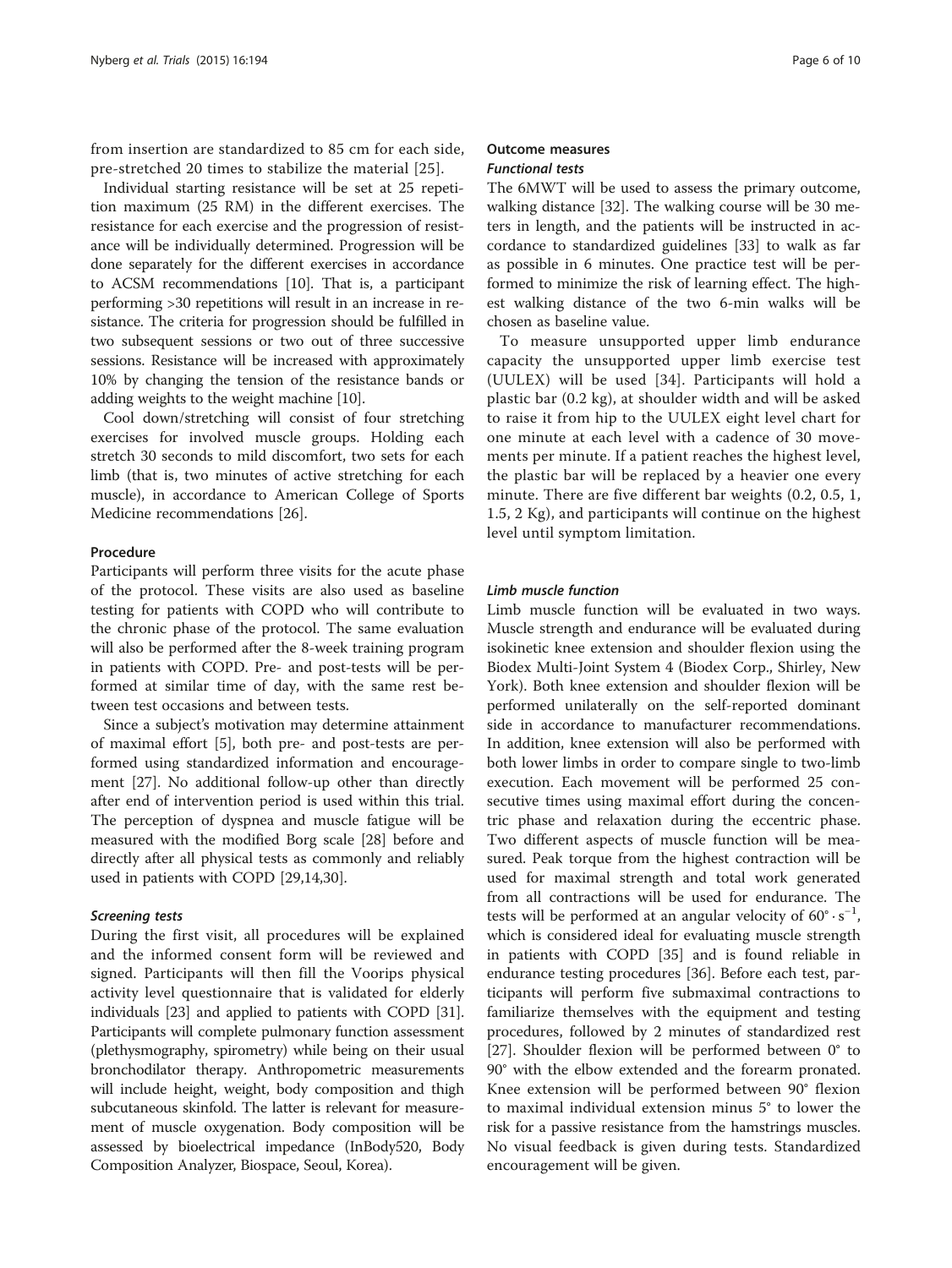from insertion are standardized to 85 cm for each side, pre-stretched 20 times to stabilize the material [25].

Individual starting resistance will be set at 25 repetition maximum (25 RM) in the different exercises. The resistance for each exercise and the progression of resistance will be individually determined. Progression will be done separately for the different exercises in accordance to ACSM recommendations [10]. That is, a participant performing >30 repetitions will result in an increase in resistance. The criteria for progression should be fulfilled in two subsequent sessions or two out of three successive sessions. Resistance will be increased with approximately 10% by changing the tension of the resistance bands or adding weights to the weight machine [10].

Cool down/stretching will consist of four stretching exercises for involved muscle groups. Holding each stretch 30 seconds to mild discomfort, two sets for each limb (that is, two minutes of active stretching for each muscle), in accordance to American College of Sports Medicine recommendations [26].

### Procedure

Participants will perform three visits for the acute phase of the protocol. These visits are also used as baseline testing for patients with COPD who will contribute to the chronic phase of the protocol. The same evaluation will also be performed after the 8-week training program in patients with COPD. Pre- and post-tests will be performed at similar time of day, with the same rest between test occasions and between tests.

Since a subject's motivation may determine attainment of maximal effort [5], both pre- and post-tests are performed using standardized information and encouragement [27]. No additional follow-up other than directly after end of intervention period is used within this trial. The perception of dyspnea and muscle fatigue will be measured with the modified Borg scale [28] before and directly after all physical tests as commonly and reliably used in patients with COPD [29,14,30].

#### *Screening tests*

During the first visit, all procedures will be explained and the informed consent form will be reviewed and signed. Participants will then fill the Voorips physical activity level questionnaire that is validated for elderly individuals [23] and applied to patients with COPD [31]. Participants will complete pulmonary function assessment (plethysmography, spirometry) while being on their usual bronchodilator therapy. Anthropometric measurements will include height, weight, body composition and thigh subcutaneous skinfold. The latter is relevant for measurement of muscle oxygenation. Body composition will be assessed by bioelectrical impedance (InBody520, Body Composition Analyzer, Biospace, Seoul, Korea).

### Outcome measures

#### *Functional tests*

The 6MWT will be used to assess the primary outcome, walking distance [32]. The walking course will be 30 meters in length, and the patients will be instructed in accordance to standardized guidelines [33] to walk as far as possible in 6 minutes. One practice test will be performed to minimize the risk of learning effect. The highest walking distance of the two 6-min walks will be chosen as baseline value.

To measure unsupported upper limb endurance capacity the unsupported upper limb exercise test (UULEX) will be used [34]. Participants will hold a plastic bar (0.2 kg), at shoulder width and will be asked to raise it from hip to the UULEX eight level chart for one minute at each level with a cadence of 30 movements per minute. If a patient reaches the highest level, the plastic bar will be replaced by a heavier one every minute. There are five different bar weights (0.2, 0.5, 1, 1.5, 2 Kg), and participants will continue on the highest level until symptom limitation.

#### *Limb muscle function*

Limb muscle function will be evaluated in two ways. Muscle strength and endurance will be evaluated during isokinetic knee extension and shoulder flexion using the Biodex Multi-Joint System 4 (Biodex Corp., Shirley, New York). Both knee extension and shoulder flexion will be performed unilaterally on the self-reported dominant side in accordance to manufacturer recommendations. In addition, knee extension will also be performed with both lower limbs in order to compare single to two-limb execution. Each movement will be performed 25 consecutive times using maximal effort during the concentric phase and relaxation during the eccentric phase. Two different aspects of muscle function will be measured. Peak torque from the highest contraction will be used for maximal strength and total work generated from all contractions will be used for endurance. The tests will be performed at an angular velocity of $60° \cdot s^{-1}$, which is considered ideal for evaluating muscle strength in patients with COPD [35] and is found reliable in endurance testing procedures [36]. Before each test, participants will perform five submaximal contractions to familiarize themselves with the equipment and testing procedures, followed by 2 minutes of standardized rest [27]. Shoulder flexion will be performed between 0° to 90° with the elbow extended and the forearm pronated. Knee extension will be performed between 90° flexion to maximal individual extension minus 5° to lower the risk for a passive resistance from the hamstrings muscles. No visual feedback is given during tests. Standardized encouragement will be given.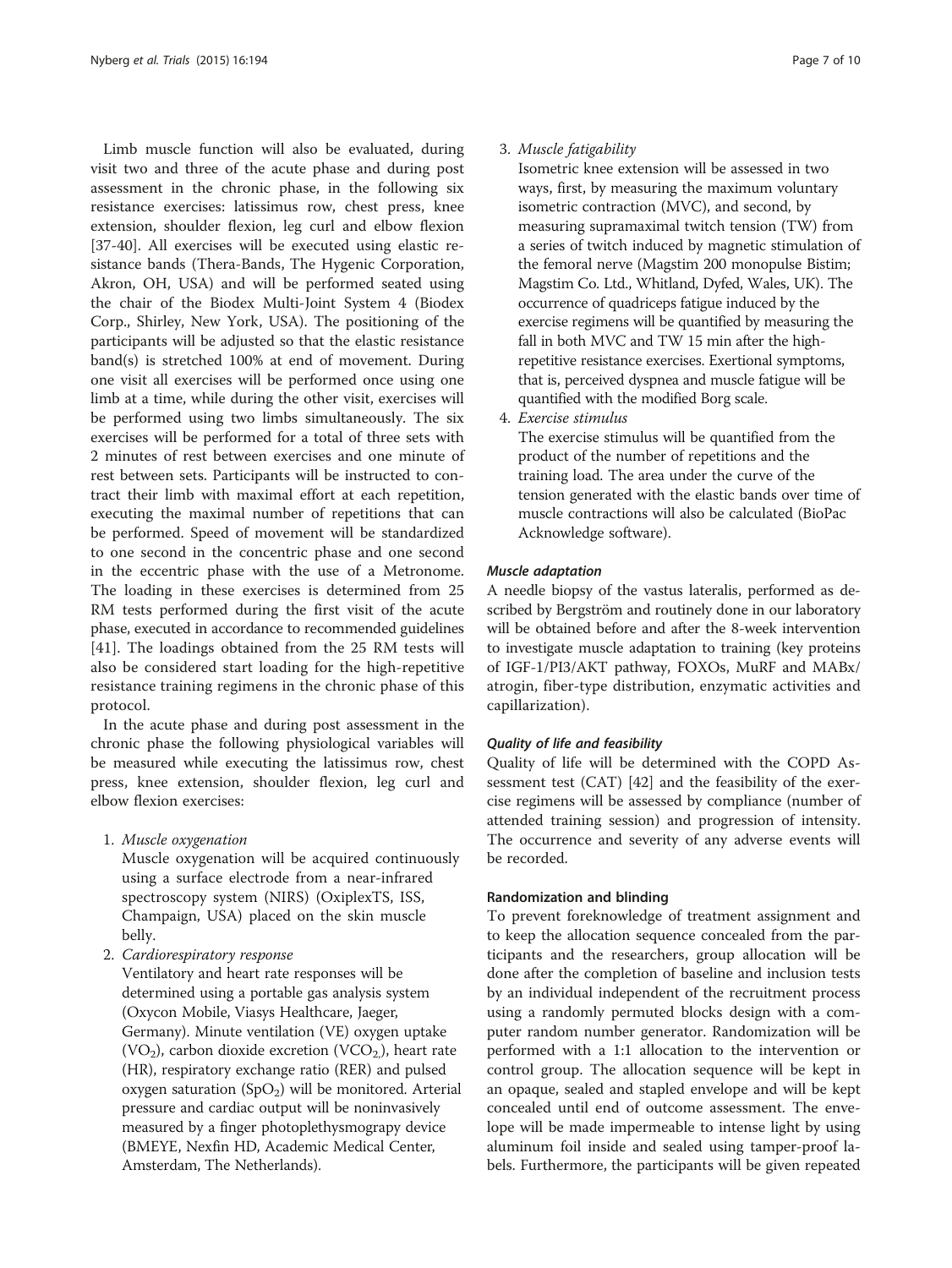Limb muscle function will also be evaluated, during visit two and three of the acute phase and during post assessment in the chronic phase, in the following six resistance exercises: latissimus row, chest press, knee extension, shoulder flexion, leg curl and elbow flexion [37-40]. All exercises will be executed using elastic resistance bands (Thera-Bands, The Hygenic Corporation, Akron, OH, USA) and will be performed seated using the chair of the Biodex Multi-Joint System 4 (Biodex Corp., Shirley, New York, USA). The positioning of the participants will be adjusted so that the elastic resistance band(s) is stretched 100% at end of movement. During one visit all exercises will be performed once using one limb at a time, while during the other visit, exercises will be performed using two limbs simultaneously. The six exercises will be performed for a total of three sets with 2 minutes of rest between exercises and one minute of rest between sets. Participants will be instructed to contract their limb with maximal effort at each repetition, executing the maximal number of repetitions that can be performed. Speed of movement will be standardized to one second in the concentric phase and one second in the eccentric phase with the use of a Metronome. The loading in these exercises is determined from 25 RM tests performed during the first visit of the acute phase, executed in accordance to recommended guidelines [41]. The loadings obtained from the 25 RM tests will also be considered start loading for the high-repetitive resistance training regimens in the chronic phase of this protocol.

In the acute phase and during post assessment in the chronic phase the following physiological variables will be measured while executing the latissimus row, chest press, knee extension, shoulder flexion, leg curl and elbow flexion exercises:

1. *Muscle oxygenation*
   Muscle oxygenation will be acquired continuously using a surface electrode from a near-infrared spectroscopy system (NIRS) (OxiplexTS, ISS, Champaign, USA) placed on the skin muscle belly.
2. *Cardiorespiratory response*
   Ventilatory and heart rate responses will be determined using a portable gas analysis system (Oxycon Mobile, Viasys Healthcare, Jaeger, Germany). Minute ventilation (VE) oxygen uptake ($VO_2$), carbon dioxide excretion ($VCO_2$), heart rate (HR), respiratory exchange ratio (RER) and pulsed oxygen saturation ($SpO_2$) will be monitored. Arterial pressure and cardiac output will be noninvasively measured by a finger photoplethysmograpy device (BMEYE, Nexfin HD, Academic Medical Center, Amsterdam, The Netherlands).
3. *Muscle fatigability*
   Isometric knee extension will be assessed in two ways, first, by measuring the maximum voluntary isometric contraction (MVC), and second, by measuring supramaximal twitch tension (TW) from a series of twitch induced by magnetic stimulation of the femoral nerve (Magstim 200 monopulse Bistim; Magstim Co. Ltd., Whitland, Dyfed, Wales, UK). The occurrence of quadriceps fatigue induced by the exercise regimens will be quantified by measuring the fall in both MVC and TW 15 min after the high-repetitive resistance exercises. Exertional symptoms, that is, perceived dyspnea and muscle fatigue will be quantified with the modified Borg scale.
4. *Exercise stimulus*
   The exercise stimulus will be quantified from the product of the number of repetitions and the training load. The area under the curve of the tension generated with the elastic bands over time of muscle contractions will also be calculated (BioPac Acknowledge software).

#### *Muscle adaptation*

A needle biopsy of the vastus lateralis, performed as described by Bergström and routinely done in our laboratory will be obtained before and after the 8-week intervention to investigate muscle adaptation to training (key proteins of IGF-1/PI3/AKT pathway, FOXOs, MuRF and MABx/atrogin, fiber-type distribution, enzymatic activities and capillarization).

#### *Quality of life and feasibility*

Quality of life will be determined with the COPD Assessment test (CAT) [42] and the feasibility of the exercise regimens will be assessed by compliance (number of attended training session) and progression of intensity. The occurrence and severity of any adverse events will be recorded.

### Randomization and blinding

To prevent foreknowledge of treatment assignment and to keep the allocation sequence concealed from the participants and the researchers, group allocation will be done after the completion of baseline and inclusion tests by an individual independent of the recruitment process using a randomly permuted blocks design with a computer random number generator. Randomization will be performed with a 1:1 allocation to the intervention or control group. The allocation sequence will be kept in an opaque, sealed and stapled envelope and will be kept concealed until end of outcome assessment. The envelope will be made impermeable to intense light by using aluminum foil inside and sealed using tamper-proof labels. Furthermore, the participants will be given repeated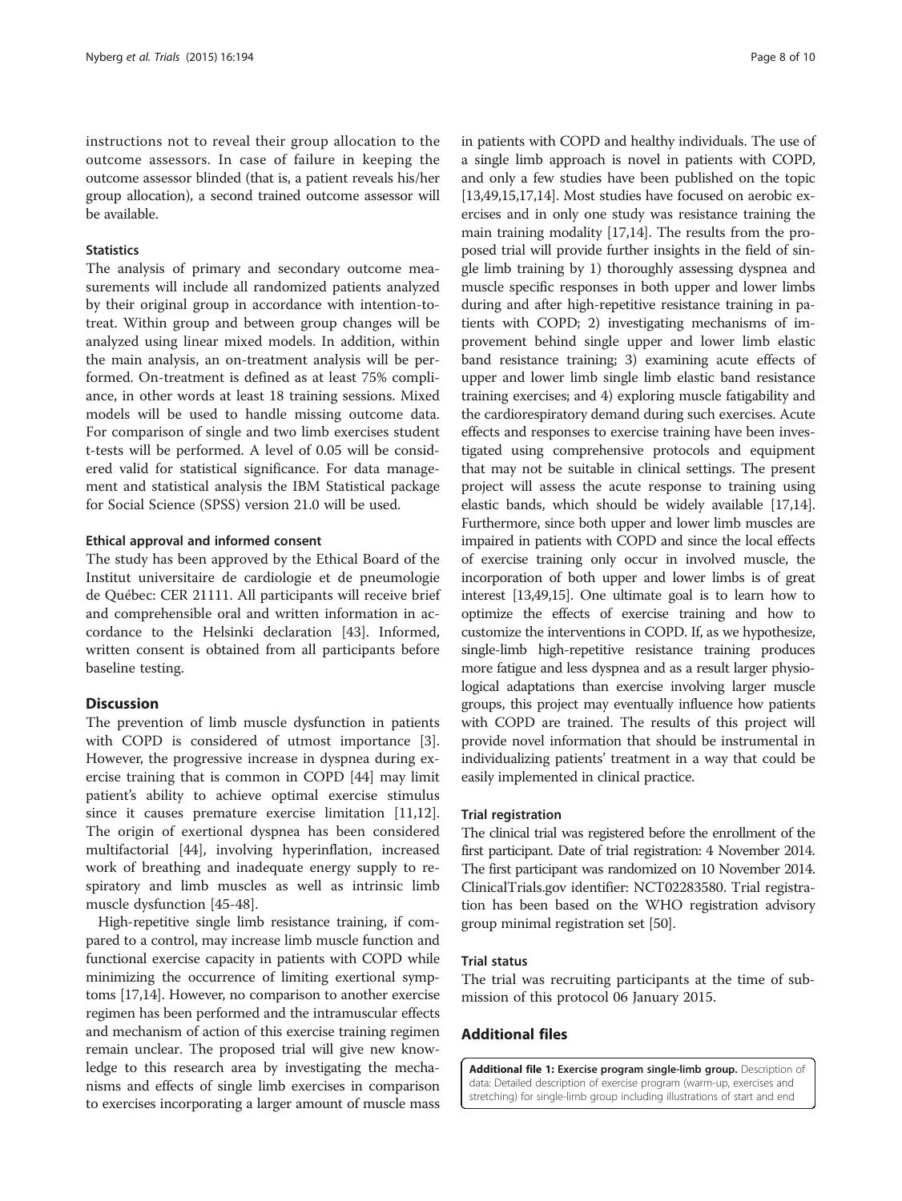instructions not to reveal their group allocation to the outcome assessors. In case of failure in keeping the outcome assessor blinded (that is, a patient reveals his/her group allocation), a second trained outcome assessor will be available.

### Statistics

The analysis of primary and secondary outcome measurements will include all randomized patients analyzed by their original group in accordance with intention-to-treat. Within group and between group changes will be analyzed using linear mixed models. In addition, within the main analysis, an on-treatment analysis will be performed. On-treatment is defined as at least 75% compliance, in other words at least 18 training sessions. Mixed models will be used to handle missing outcome data. For comparison of single and two limb exercises student t-tests will be performed. A level of 0.05 will be considered valid for statistical significance. For data management and statistical analysis the IBM Statistical package for Social Science (SPSS) version 21.0 will be used.

### Ethical approval and informed consent

The study has been approved by the Ethical Board of the Institut universitaire de cardiologie et de pneumologie de Québec: CER 21111. All participants will receive brief and comprehensible oral and written information in accordance to the Helsinki declaration [43]. Informed, written consent is obtained from all participants before baseline testing.

## Discussion

The prevention of limb muscle dysfunction in patients with COPD is considered of utmost importance [3]. However, the progressive increase in dyspnea during exercise training that is common in COPD [44] may limit patient's ability to achieve optimal exercise stimulus since it causes premature exercise limitation [11,12]. The origin of exertional dyspnea has been considered multifactorial [44], involving hyperinflation, increased work of breathing and inadequate energy supply to respiratory and limb muscles as well as intrinsic limb muscle dysfunction [45-48].

High-repetitive single limb resistance training, if compared to a control, may increase limb muscle function and functional exercise capacity in patients with COPD while minimizing the occurrence of limiting exertional symptoms [17,14]. However, no comparison to another exercise regimen has been performed and the intramuscular effects and mechanism of action of this exercise training regimen remain unclear. The proposed trial will give new knowledge to this research area by investigating the mechanisms and effects of single limb exercises in comparison to exercises incorporating a larger amount of muscle mass in patients with COPD and healthy individuals. The use of a single limb approach is novel in patients with COPD, and only a few studies have been published on the topic [13,49,15,17,14]. Most studies have focused on aerobic exercises and in only one study was resistance training the main training modality [17,14]. The results from the proposed trial will provide further insights in the field of single limb training by 1) thoroughly assessing dyspnea and muscle specific responses in both upper and lower limbs during and after high-repetitive resistance training in patients with COPD; 2) investigating mechanisms of improvement behind single upper and lower limb elastic band resistance training; 3) examining acute effects of upper and lower limb single limb elastic band resistance training exercises; and 4) exploring muscle fatigability and the cardiorespiratory demand during such exercises. Acute effects and responses to exercise training have been investigated using comprehensive protocols and equipment that may not be suitable in clinical settings. The present project will assess the acute response to training using elastic bands, which should be widely available [17,14]. Furthermore, since both upper and lower limb muscles are impaired in patients with COPD and since the local effects of exercise training only occur in involved muscle, the incorporation of both upper and lower limbs is of great interest [13,49,15]. One ultimate goal is to learn how to optimize the effects of exercise training and how to customize the interventions in COPD. If, as we hypothesize, single-limb high-repetitive resistance training produces more fatigue and less dyspnea and as a result larger physiological adaptations than exercise involving larger muscle groups, this project may eventually influence how patients with COPD are trained. The results of this project will provide novel information that should be instrumental in individualizing patients' treatment in a way that could be easily implemented in clinical practice.

### Trial registration

The clinical trial was registered before the enrollment of the first participant. Date of trial registration: 4 November 2014. The first participant was randomized on 10 November 2014. ClinicalTrials.gov identifier: NCT02283580. Trial registration has been based on the WHO registration advisory group minimal registration set [50].

### Trial status

The trial was recruiting participants at the time of submission of this protocol 06 January 2015.

## Additional files

**Additional file 1: Exercise program single-limb group.** Description of data: Detailed description of exercise program (warm-up, exercises and stretching) for single-limb group including illustrations of start and end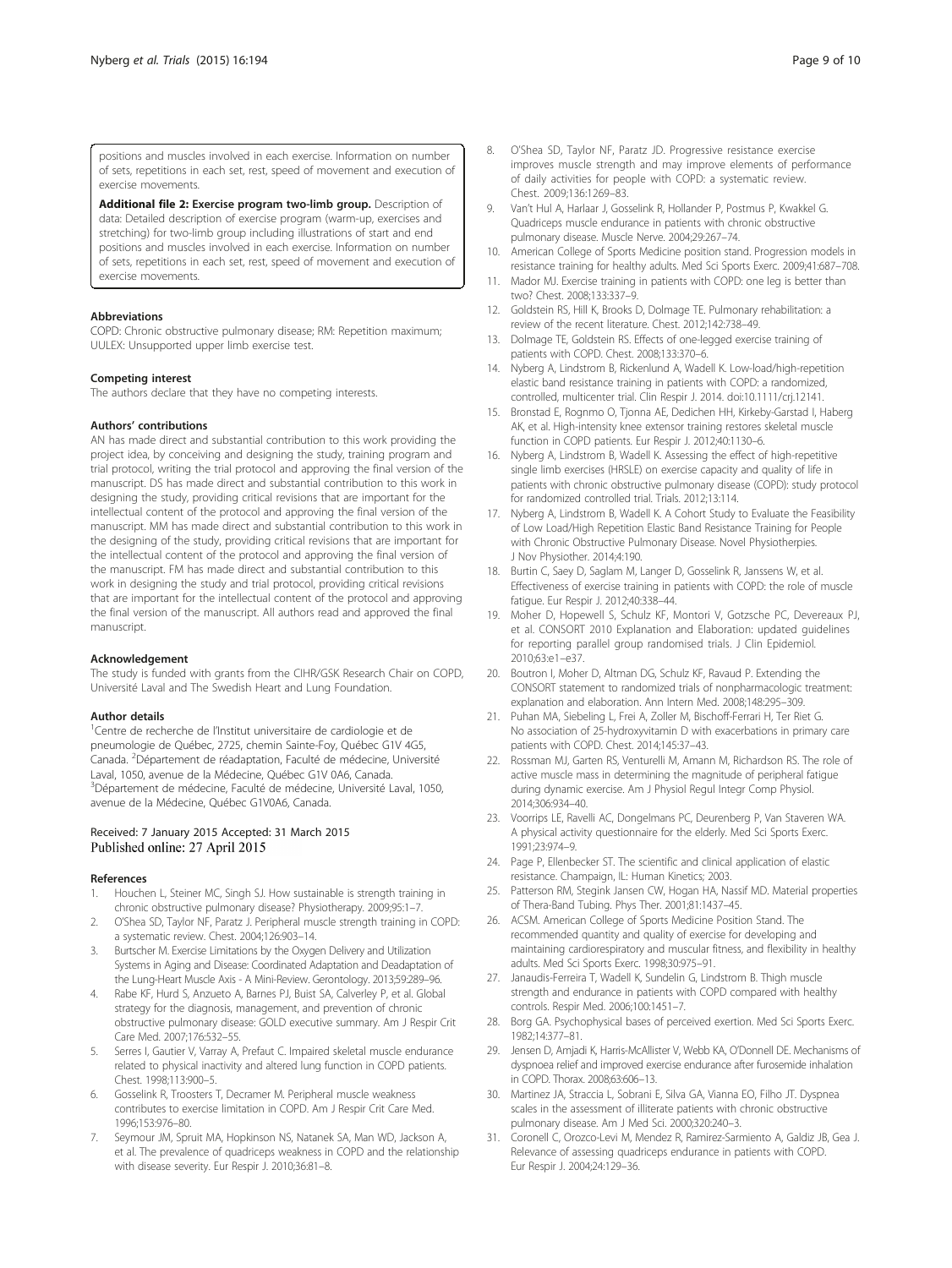positions and muscles involved in each exercise. Information on number of sets, repetitions in each set, rest, speed of movement and execution of exercise movements.

**Additional file 2: Exercise program two-limb group.** Description of data: Detailed description of exercise program (warm-up, exercises and stretching) for two-limb group including illustrations of start and end positions and muscles involved in each exercise. Information on number of sets, repetitions in each set, rest, speed of movement and execution of exercise movements.

#### Abbreviations

COPD: Chronic obstructive pulmonary disease; RM: Repetition maximum; UULEX: Unsupported upper limb exercise test.

#### Competing interest

The authors declare that they have no competing interests.

#### Authors' contributions

AN has made direct and substantial contribution to this work providing the project idea, by conceiving and designing the study, training program and trial protocol, writing the trial protocol and approving the final version of the manuscript. DS has made direct and substantial contribution to this work in designing the study, providing critical revisions that are important for the intellectual content of the protocol and approving the final version of the manuscript. MM has made direct and substantial contribution to this work in the designing of the study, providing critical revisions that are important for the intellectual content of the protocol and approving the final version of the manuscript. FM has made direct and substantial contribution to this work in designing the study and trial protocol, providing critical revisions that are important for the intellectual content of the protocol and approving the final version of the manuscript. All authors read and approved the final manuscript.

#### Acknowledgement

The study is funded with grants from the CIHR/GSK Research Chair on COPD, Université Laval and The Swedish Heart and Lung Foundation.

#### Author details

[1]Centre de recherche de l'Institut universitaire de cardiologie et de pneumologie de Québec, 2725, chemin Sainte-Foy, Québec G1V 4G5, Canada. [2]Département de réadaptation, Faculté de médecine, Université Laval, 1050, avenue de la Médecine, Québec G1V 0A6, Canada. [3]Département de médecine, Faculté de médecine, Université Laval, 1050, avenue de la Médecine, Québec G1V0A6, Canada.

Received: 7 January 2015 Accepted: 31 March 2015
Published online: 27 April 2015

#### References

1. Houchen L, Steiner MC, Singh SJ. How sustainable is strength training in chronic obstructive pulmonary disease? Physiotherapy. 2009;95:1–7.
2. O'Shea SD, Taylor NF, Paratz J. Peripheral muscle strength training in COPD: a systematic review. Chest. 2004;126:903–14.
3. Burtscher M. Exercise Limitations by the Oxygen Delivery and Utilization Systems in Aging and Disease: Coordinated Adaptation and Deadaptation of the Lung-Heart Muscle Axis - A Mini-Review. Gerontology. 2013;59:289–96.
4. Rabe KF, Hurd S, Anzueto A, Barnes PJ, Buist SA, Calverley P, et al. Global strategy for the diagnosis, management, and prevention of chronic obstructive pulmonary disease: GOLD executive summary. Am J Respir Crit Care Med. 2007;176:532–55.
5. Serres I, Gautier V, Varray A, Prefaut C. Impaired skeletal muscle endurance related to physical inactivity and altered lung function in COPD patients. Chest. 1998;113:900–5.
6. Gosselink R, Troosters T, Decramer M. Peripheral muscle weakness contributes to exercise limitation in COPD. Am J Respir Crit Care Med. 1996;153:976–80.
7. Seymour JM, Spruit MA, Hopkinson NS, Natanek SA, Man WD, Jackson A, et al. The prevalence of quadriceps weakness in COPD and the relationship with disease severity. Eur Respir J. 2010;36:81–8.
8. O'Shea SD, Taylor NF, Paratz JD. Progressive resistance exercise improves muscle strength and may improve elements of performance of daily activities for people with COPD: a systematic review. Chest. 2009;136:1269–83.
9. Van't Hul A, Harlaar J, Gosselink R, Hollander P, Postmus P, Kwakkel G. Quadriceps muscle endurance in patients with chronic obstructive pulmonary disease. Muscle Nerve. 2004;29:267–74.
10. American College of Sports Medicine position stand. Progression models in resistance training for healthy adults. Med Sci Sports Exerc. 2009;41:687–708.
11. Mador MJ. Exercise training in patients with COPD: one leg is better than two? Chest. 2008;133:337–9.
12. Goldstein RS, Hill K, Brooks D, Dolmage TE. Pulmonary rehabilitation: a review of the recent literature. Chest. 2012;142:738–49.
13. Dolmage TE, Goldstein RS. Effects of one-legged exercise training of patients with COPD. Chest. 2008;133:370–6.
14. Nyberg A, Lindstrom B, Rickenlund A, Wadell K. Low-load/high-repetition elastic band resistance training in patients with COPD: a randomized, controlled, multicenter trial. Clin Respir J. 2014. doi:10.1111/crj.12141.
15. Bronstad E, Rognmo O, Tjonna AE, Dedichen HH, Kirkeby-Garstad I, Haberg AK, et al. High-intensity knee extensor training restores skeletal muscle function in COPD patients. Eur Respir J. 2012;40:1130–6.
16. Nyberg A, Lindstrom B, Wadell K. Assessing the effect of high-repetitive single limb exercises (HRSLE) on exercise capacity and quality of life in patients with chronic obstructive pulmonary disease (COPD): study protocol for randomized controlled trial. Trials. 2012;13:114.
17. Nyberg A, Lindstrom B, Wadell K. A Cohort Study to Evaluate the Feasibility of Low Load/High Repetition Elastic Band Resistance Training for People with Chronic Obstructive Pulmonary Disease. Novel Physiotherpies. J Nov Physiother. 2014;4:190.
18. Burtin C, Saey D, Saglam M, Langer D, Gosselink R, Janssens W, et al. Effectiveness of exercise training in patients with COPD: the role of muscle fatigue. Eur Respir J. 2012;40:338–44.
19. Moher D, Hopewell S, Schulz KF, Montori V, Gotzsche PC, Devereaux PJ, et al. CONSORT 2010 Explanation and Elaboration: updated guidelines for reporting parallel group randomised trials. J Clin Epidemiol. 2010;63:e1–e37.
20. Boutron I, Moher D, Altman DG, Schulz KF, Ravaud P. Extending the CONSORT statement to randomized trials of nonpharmacologic treatment: explanation and elaboration. Ann Intern Med. 2008;148:295–309.
21. Puhan MA, Siebeling L, Frei A, Zoller M, Bischoff-Ferrari H, Ter Riet G. No association of 25-hydroxyvitamin D with exacerbations in primary care patients with COPD. Chest. 2014;145:37–43.
22. Rossman MJ, Garten RS, Venturelli M, Amann M, Richardson RS. The role of active muscle mass in determining the magnitude of peripheral fatigue during dynamic exercise. Am J Physiol Regul Integr Comp Physiol. 2014;306:934–40.
23. Voorrips LE, Ravelli AC, Dongelmans PC, Deurenberg P, Van Staveren WA. A physical activity questionnaire for the elderly. Med Sci Sports Exerc. 1991;23:974–9.
24. Page P, Ellenbecker ST. The scientific and clinical application of elastic resistance. Champaign, IL: Human Kinetics; 2003.
25. Patterson RM, Stegink Jansen CW, Hogan HA, Nassif MD. Material properties of Thera-Band Tubing. Phys Ther. 2001;81:1437–45.
26. ACSM. American College of Sports Medicine Position Stand. The recommended quantity and quality of exercise for developing and maintaining cardiorespiratory and muscular fitness, and flexibility in healthy adults. Med Sci Sports Exerc. 1998;30:975–91.
27. Janaudis-Ferreira T, Wadell K, Sundelin G, Lindstrom B. Thigh muscle strength and endurance in patients with COPD compared with healthy controls. Respir Med. 2006;100:1451–7.
28. Borg GA. Psychophysical bases of perceived exertion. Med Sci Sports Exerc. 1982;14:377–81.
29. Jensen D, Amjadi K, Harris-McAllister V, Webb KA, O'Donnell DE. Mechanisms of dyspnoea relief and improved exercise endurance after furosemide inhalation in COPD. Thorax. 2008;63:606–13.
30. Martinez JA, Straccia L, Sobrani E, Silva GA, Vianna EO, Filho JT. Dyspnea scales in the assessment of illiterate patients with chronic obstructive pulmonary disease. Am J Med Sci. 2000;320:240–3.
31. Coronell C, Orozco-Levi M, Mendez R, Ramirez-Sarmiento A, Galdiz JB, Gea J. Relevance of assessing quadriceps endurance in patients with COPD. Eur Respir J. 2004;24:129–36.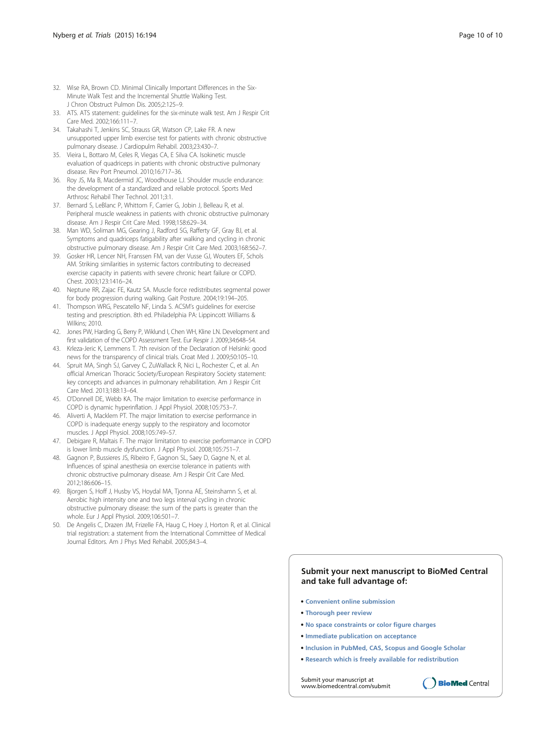32. Wise RA, Brown CD. Minimal Clinically Important Differences in the Six-Minute Walk Test and the Incremental Shuttle Walking Test. J Chron Obstruct Pulmon Dis. 2005;2:125–9.
33. ATS. ATS statement: guidelines for the six-minute walk test. Am J Respir Crit Care Med. 2002;166:111–7.
34. Takahashi T, Jenkins SC, Strauss GR, Watson CP, Lake FR. A new unsupported upper limb exercise test for patients with chronic obstructive pulmonary disease. J Cardiopulm Rehabil. 2003;23:430–7.
35. Vieira L, Bottaro M, Celes R, Viegas CA, E Silva CA. Isokinetic muscle evaluation of quadriceps in patients with chronic obstructive pulmonary disease. Rev Port Pneumol. 2010;16:717–36.
36. Roy JS, Ma B, Macdermid JC, Woodhouse LJ. Shoulder muscle endurance: the development of a standardized and reliable protocol. Sports Med Arthrosc Rehabil Ther Technol. 2011;3:1.
37. Bernard S, LeBlanc P, Whittom F, Carrier G, Jobin J, Belleau R, et al. Peripheral muscle weakness in patients with chronic obstructive pulmonary disease. Am J Respir Crit Care Med. 1998;158:629–34.
38. Man WD, Soliman MG, Gearing J, Radford SG, Rafferty GF, Gray BJ, et al. Symptoms and quadriceps fatigability after walking and cycling in chronic obstructive pulmonary disease. Am J Respir Crit Care Med. 2003;168:562–7.
39. Gosker HR, Lencer NH, Franssen FM, van der Vusse GJ, Wouters EF, Schols AM. Striking similarities in systemic factors contributing to decreased exercise capacity in patients with severe chronic heart failure or COPD. Chest. 2003;123:1416–24.
40. Neptune RR, Zajac FE, Kautz SA. Muscle force redistributes segmental power for body progression during walking. Gait Posture. 2004;19:194–205.
41. Thompson WRG, Pescatello NF, Linda S. ACSM's guidelines for exercise testing and prescription. 8th ed. Philadelphia PA: Lippincott Williams & Wilkins; 2010.
42. Jones PW, Harding G, Berry P, Wiklund I, Chen WH, Kline LN. Development and first validation of the COPD Assessment Test. Eur Respir J. 2009;34:648–54.
43. Krleza-Jeric K, Lemmens T. 7th revision of the Declaration of Helsinki: good news for the transparency of clinical trials. Croat Med J. 2009;50:105–10.
44. Spruit MA, Singh SJ, Garvey C, ZuWallack R, Nici L, Rochester C, et al. An official American Thoracic Society/European Respiratory Society statement: key concepts and advances in pulmonary rehabilitation. Am J Respir Crit Care Med. 2013;188:13–64.
45. O'Donnell DE, Webb KA. The major limitation to exercise performance in COPD is dynamic hyperinflation. J Appl Physiol. 2008;105:753–7.
46. Aliverti A, Macklem PT. The major limitation to exercise performance in COPD is inadequate energy supply to the respiratory and locomotor muscles. J Appl Physiol. 2008;105:749–57.
47. Debigare R, Maltais F. The major limitation to exercise performance in COPD is lower limb muscle dysfunction. J Appl Physiol. 2008;105:751–7.
48. Gagnon P, Bussieres JS, Ribeiro F, Gagnon SL, Saey D, Gagne N, et al. Influences of spinal anesthesia on exercise tolerance in patients with chronic obstructive pulmonary disease. Am J Respir Crit Care Med. 2012;186:606–15.
49. Bjorgen S, Hoff J, Husby VS, Hoydal MA, Tjonna AE, Steinshamn S, et al. Aerobic high intensity one and two legs interval cycling in chronic obstructive pulmonary disease: the sum of the parts is greater than the whole. Eur J Appl Physiol. 2009;106:501–7.
50. De Angelis C, Drazen JM, Frizelle FA, Haug C, Hoey J, Horton R, et al. Clinical trial registration: a statement from the International Committee of Medical Journal Editors. Am J Phys Med Rehabil. 2005;84:3–4.

**Submit your next manuscript to BioMed Central and take full advantage of:**

- **Convenient online submission**
- **Thorough peer review**
- **No space constraints or color figure charges**
- **Immediate publication on acceptance**
- **Inclusion in PubMed, CAS, Scopus and Google Scholar**
- **Research which is freely available for redistribution**

Submit your manuscript at www.biomedcentral.com/submit

BioMed Central